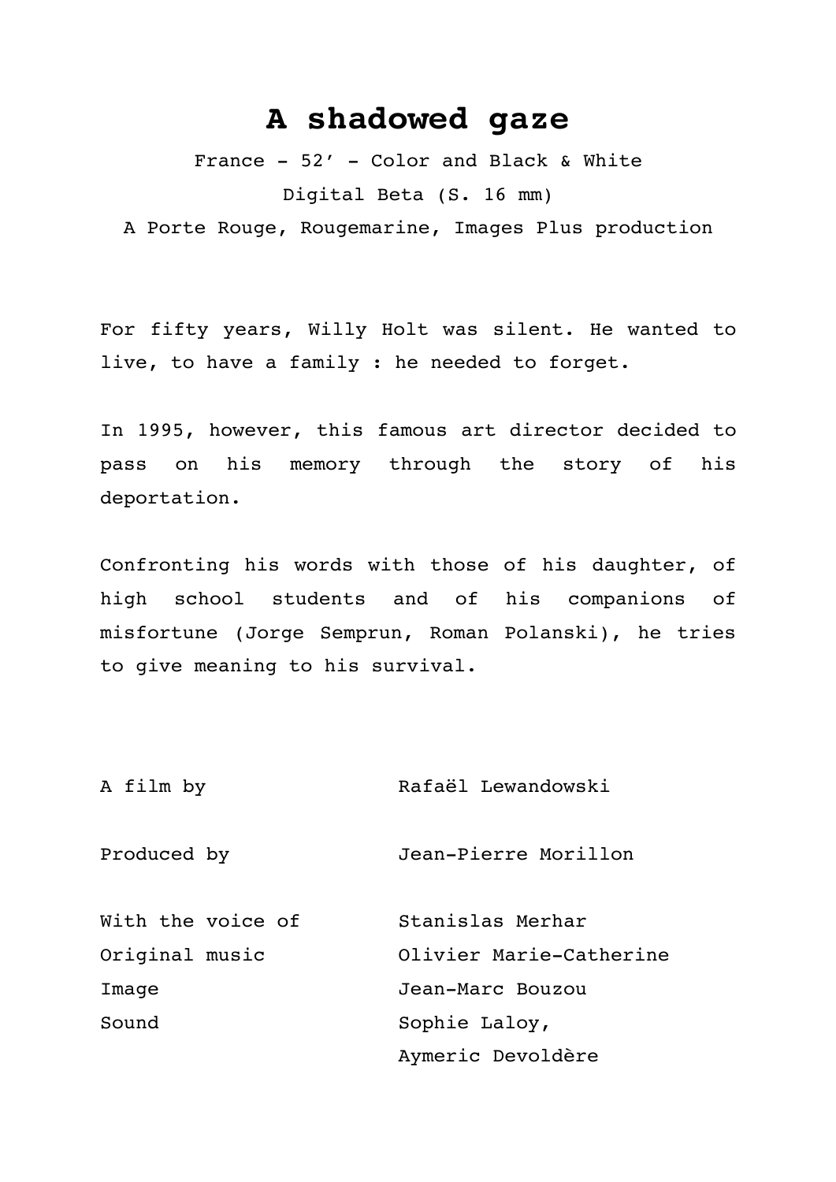# A shadowed gaze

France - 52' - Color and Black & White

Digital Beta (S. 16 mm)

A Porte Rouge, Rougemarine, Images Plus production

For fifty years, Willy Holt was silent. He wanted to live, to have a family : he needed to forget.

In 1995, however, this famous art director decided to pass on his memory through the story of his deportation.

Confronting his words with those of his daughter, of high school students and of his companions of misfortune (Jorge Semprun, Roman Polanski), he tries to give meaning to his survival.

| | |
|---|---|
| A film by | Rafaël Lewandowski |
| Produced by | Jean-Pierre Morillon |
| With the voice of | Stanislas Merhar |
| Original music | Olivier Marie-Catherine |
| Image | Jean-Marc Bouzou |
| Sound | Sophie Laloy, Aymeric Devoldère |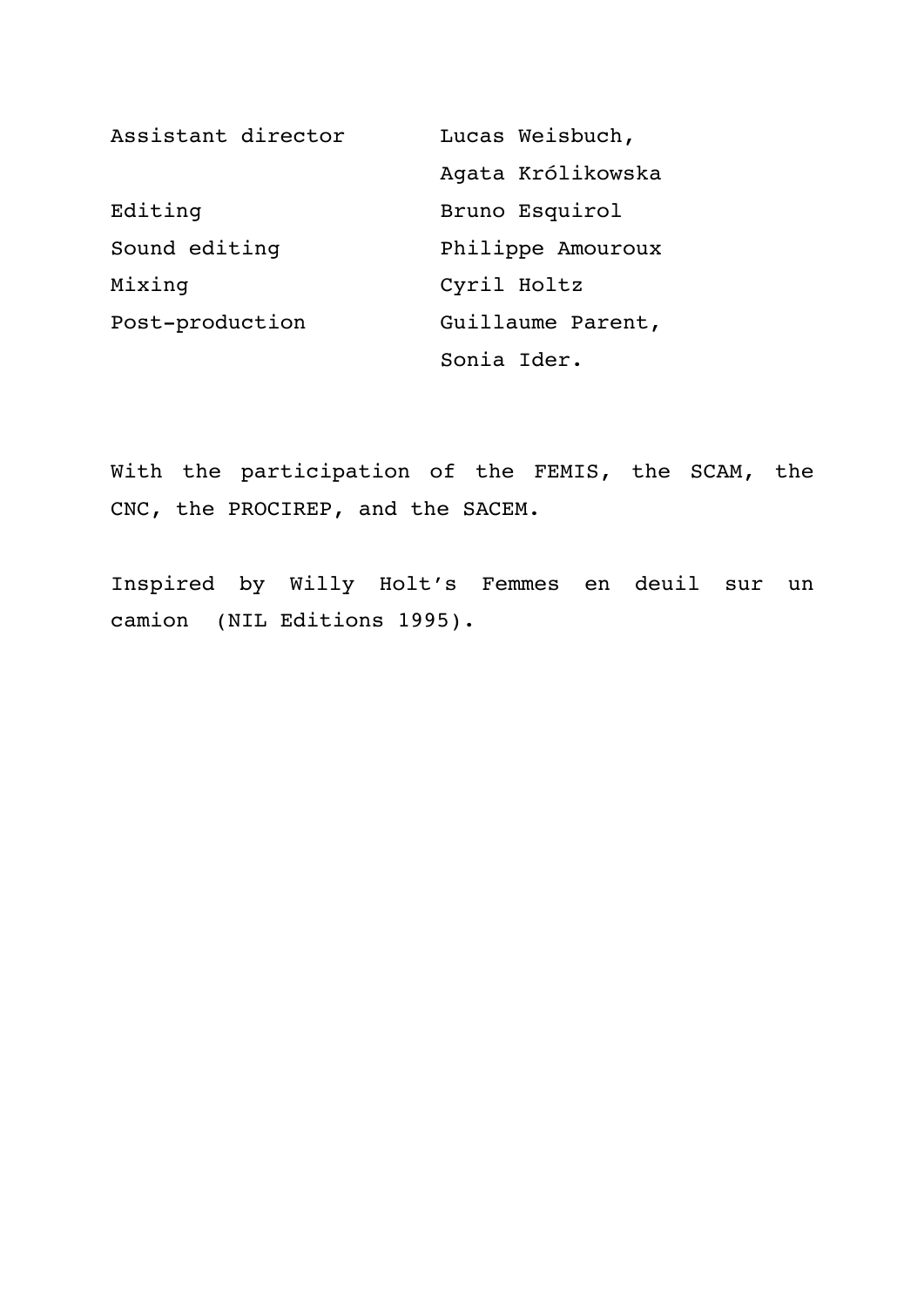| | |
|---|---|
| Assistant director | Lucas Weisbuch, Agata Królikowska |
| Editing | Bruno Esquirol |
| Sound editing | Philippe Amouroux |
| Mixing | Cyril Holtz |
| Post-production | Guillaume Parent, Sonia Ider. |

With the participation of the FEMIS, the SCAM, the CNC, the PROCIREP, and the SACEM.

Inspired by Willy Holt's Femmes en deuil sur un camion (NIL Editions 1995).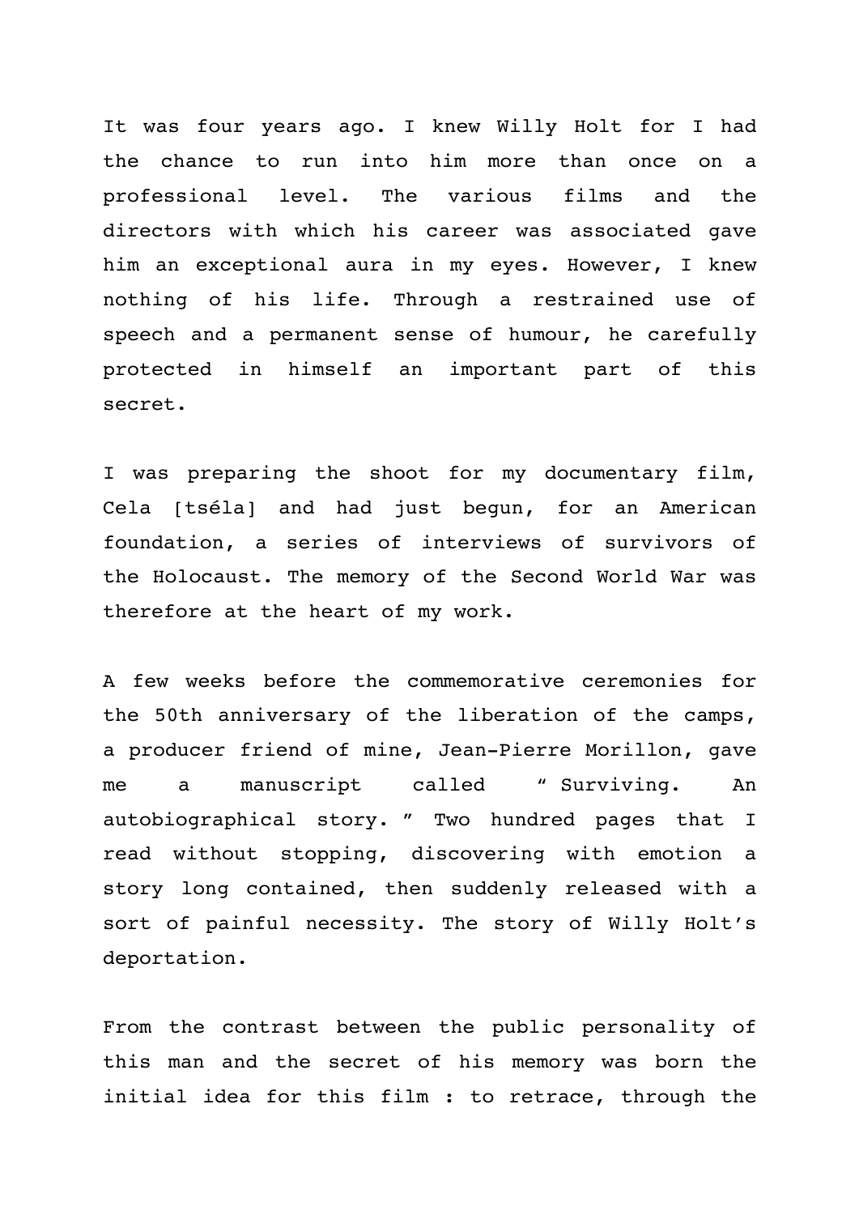It was four years ago. I knew Willy Holt for I had the chance to run into him more than once on a professional level. The various films and the directors with which his career was associated gave him an exceptional aura in my eyes. However, I knew nothing of his life. Through a restrained use of speech and a permanent sense of humour, he carefully protected in himself an important part of this secret.

I was preparing the shoot for my documentary film, Cela [tséla] and had just begun, for an American foundation, a series of interviews of survivors of the Holocaust. The memory of the Second World War was therefore at the heart of my work.

A few weeks before the commemorative ceremonies for the 50th anniversary of the liberation of the camps, a producer friend of mine, Jean-Pierre Morillon, gave me a manuscript called " Surviving. An autobiographical story. " Two hundred pages that I read without stopping, discovering with emotion a story long contained, then suddenly released with a sort of painful necessity. The story of Willy Holt's deportation.

From the contrast between the public personality of this man and the secret of his memory was born the initial idea for this film : to retrace, through the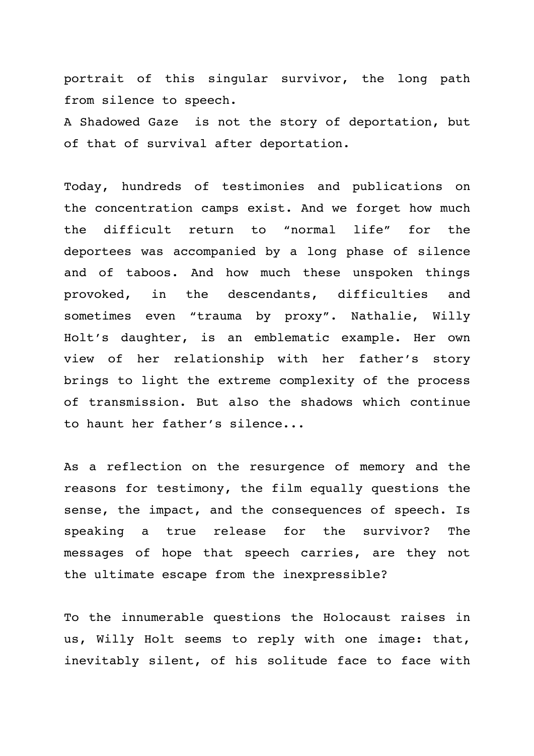portrait of this singular survivor, the long path from silence to speech.

A Shadowed Gaze is not the story of deportation, but of that of survival after deportation.

Today, hundreds of testimonies and publications on the concentration camps exist. And we forget how much the difficult return to “normal life” for the deportees was accompanied by a long phase of silence and of taboos. And how much these unspoken things provoked, in the descendants, difficulties and sometimes even “trauma by proxy”. Nathalie, Willy Holt’s daughter, is an emblematic example. Her own view of her relationship with her father’s story brings to light the extreme complexity of the process of transmission. But also the shadows which continue to haunt her father’s silence...

As a reflection on the resurgence of memory and the reasons for testimony, the film equally questions the sense, the impact, and the consequences of speech. Is speaking a true release for the survivor? The messages of hope that speech carries, are they not the ultimate escape from the inexpressible?

To the innumerable questions the Holocaust raises in us, Willy Holt seems to reply with one image: that, inevitably silent, of his solitude face to face with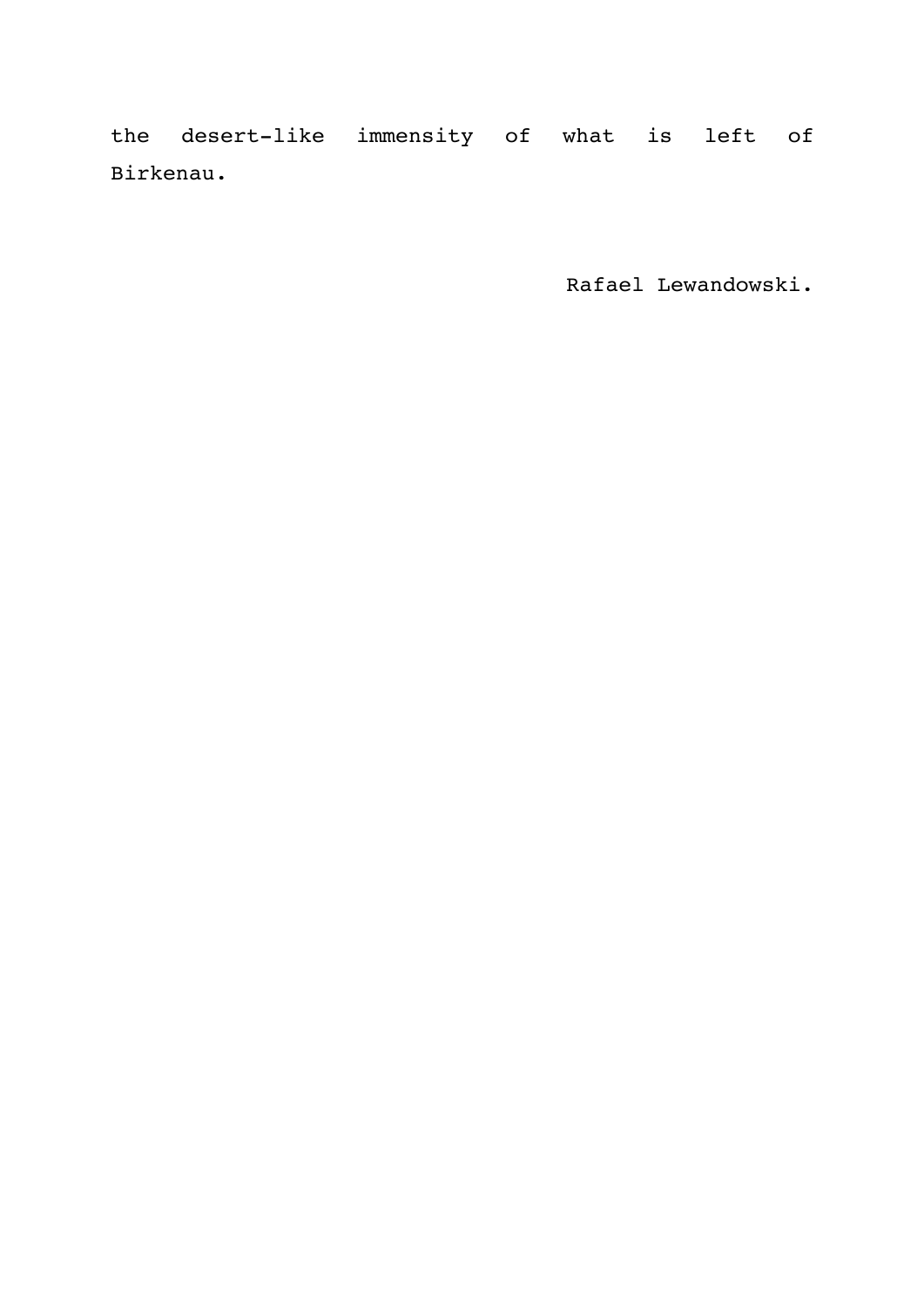the desert-like immensity of what is left of Birkenau.

Rafael Lewandowski.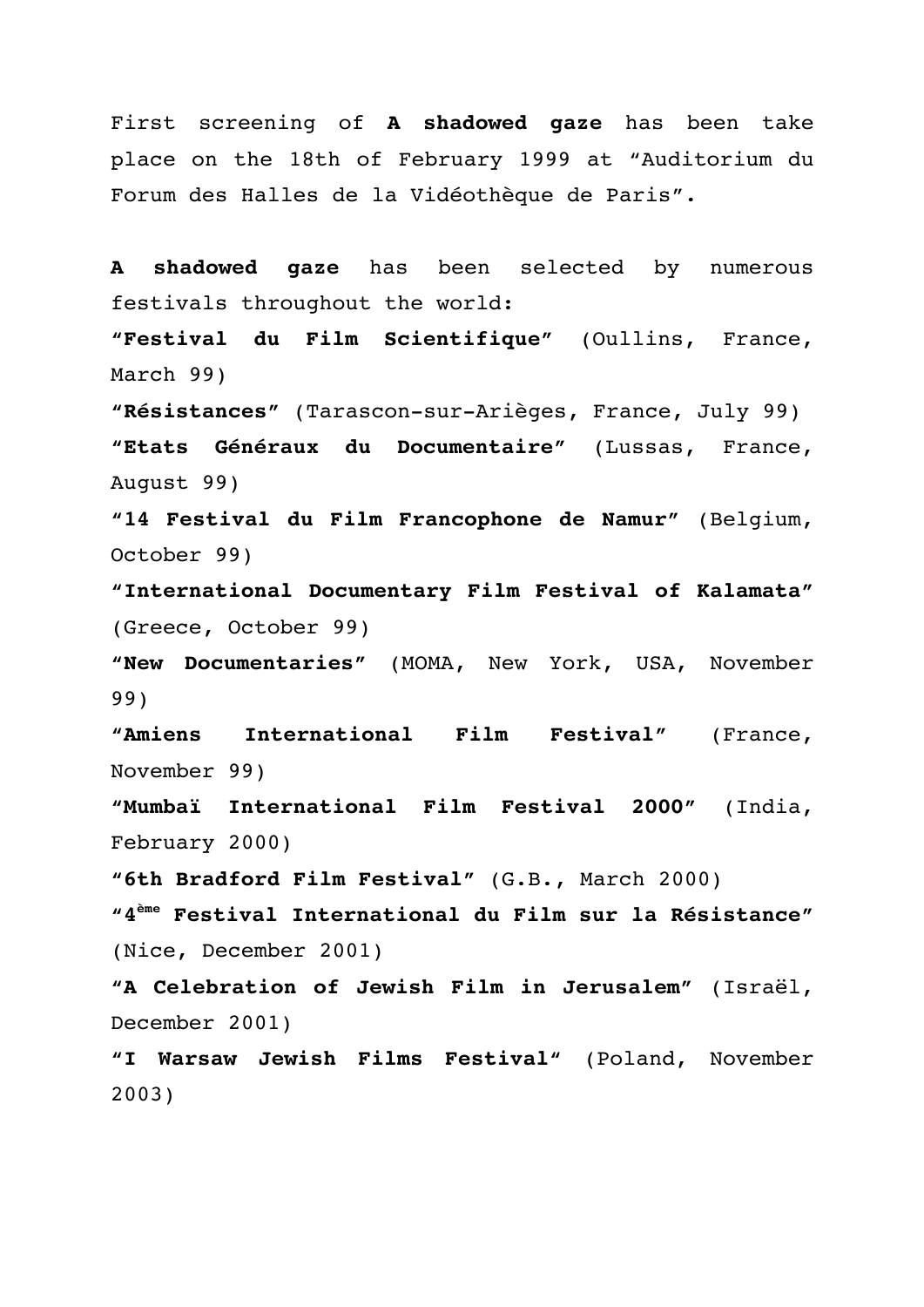First screening of **A shadowed gaze** has been take place on the 18th of February 1999 at "Auditorium du Forum des Halles de la Vidéothèque de Paris".

**A shadowed gaze** has been selected by numerous festivals throughout the world:

**"Festival du Film Scientifique"** (Oullins, France, March 99)

**"Résistances"** (Tarascon-sur-Arièges, France, July 99)

**"Etats Généraux du Documentaire"** (Lussas, France, August 99)

**"14 Festival du Film Francophone de Namur"** (Belgium, October 99)

**"International Documentary Film Festival of Kalamata"** (Greece, October 99)

**"New Documentaries"** (MOMA, New York, USA, November 99)

**"Amiens International Film Festival"** (France, November 99)

**"Mumbaï International Film Festival 2000"** (India, February 2000)

**"6th Bradford Film Festival"** (G.B., March 2000)

**"4ème Festival International du Film sur la Résistance"** (Nice, December 2001)

**"A Celebration of Jewish Film in Jerusalem"** (Israël, December 2001)

**"I Warsaw Jewish Films Festival"** (Poland, November 2003)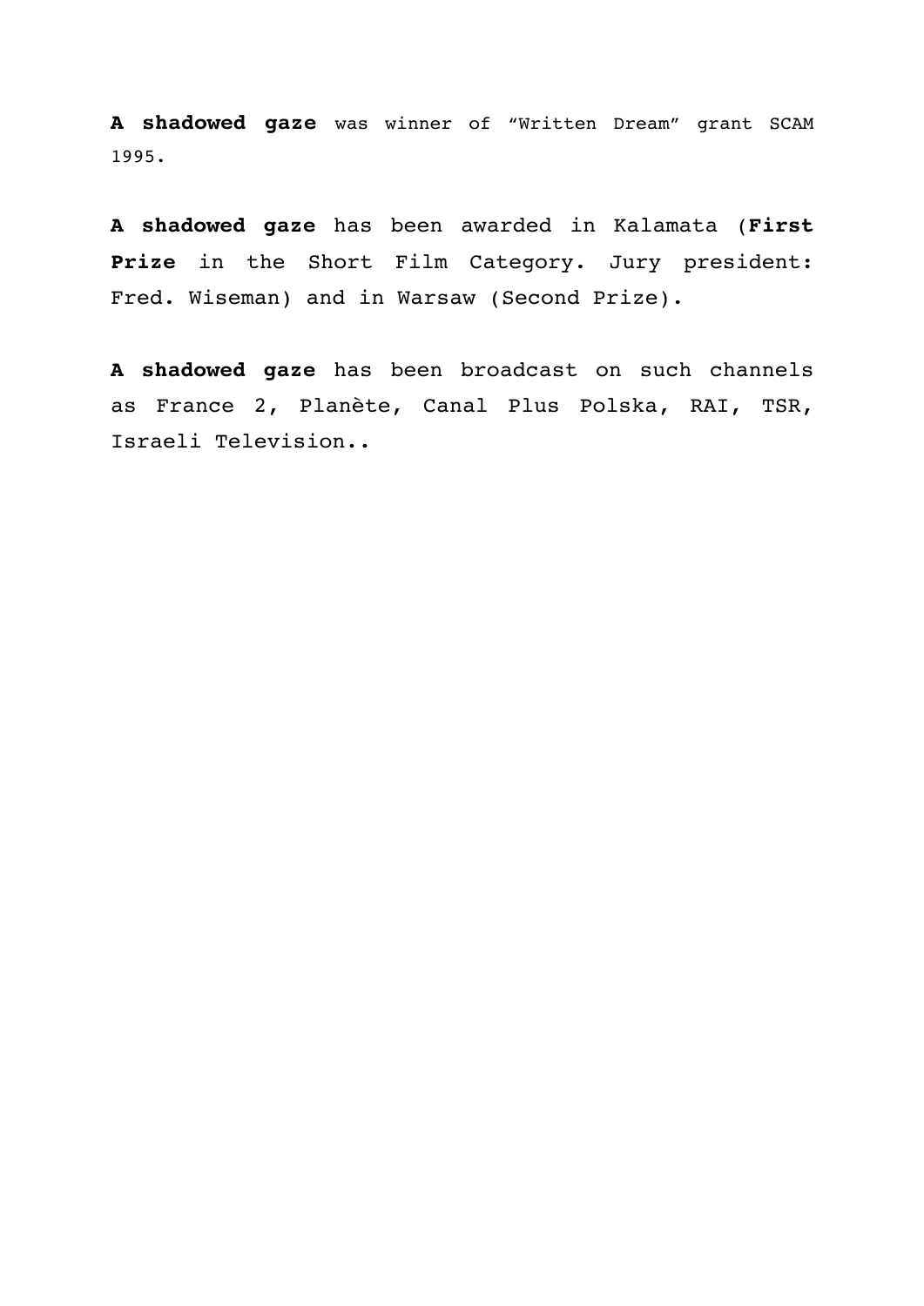**A shadowed gaze** was winner of “Written Dream” grant SCAM 1995.

**A shadowed gaze** has been awarded in Kalamata (**First Prize** in the Short Film Category. Jury president: Fred. Wiseman) and in Warsaw (Second Prize).

**A shadowed gaze** has been broadcast on such channels as France 2, Planète, Canal Plus Polska, RAI, TSR, Israeli Television..